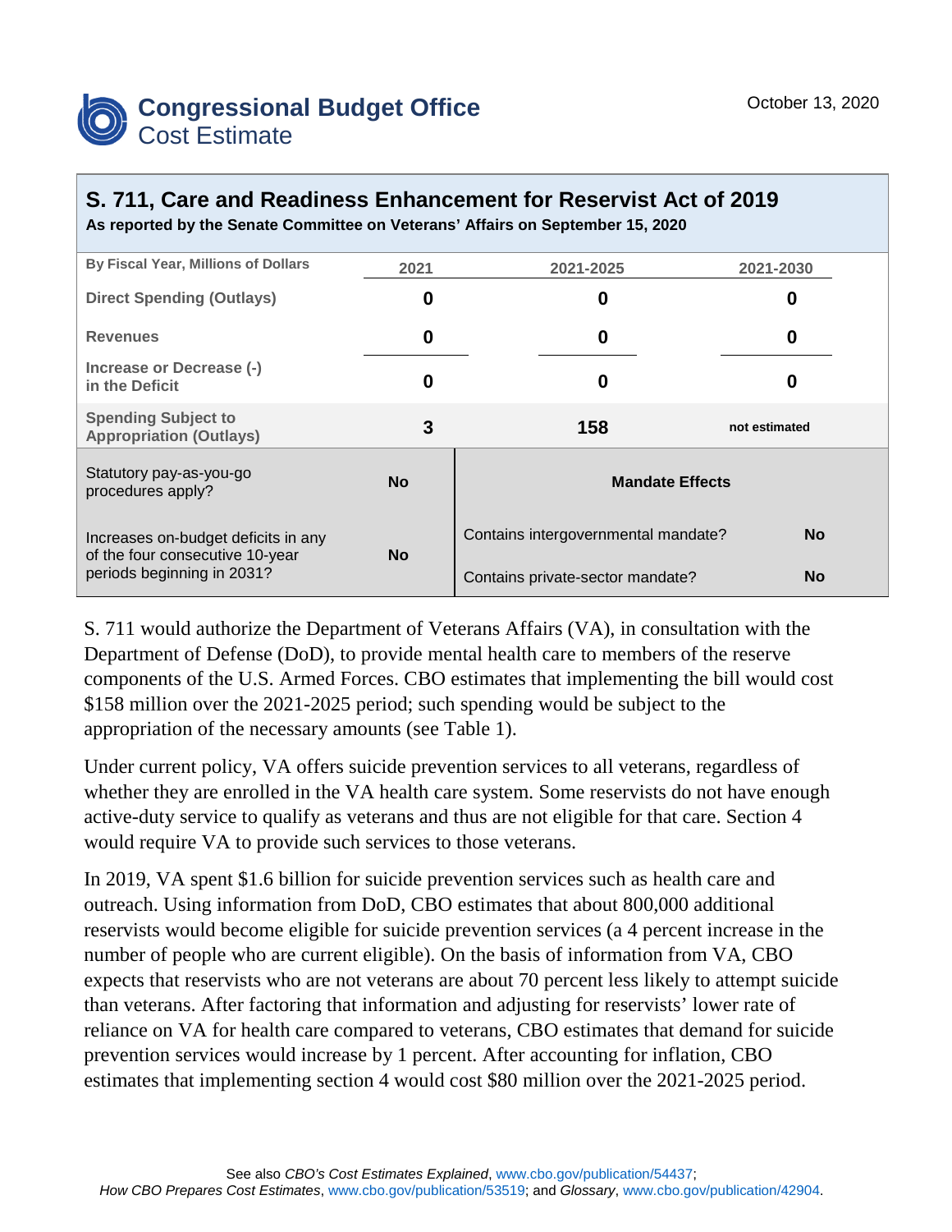# Congressional Budget Office
## Cost Estimate

October 13, 2020

## S. 711, Care and Readiness Enhancement for Reservist Act of 2019

**As reported by the Senate Committee on Veterans' Affairs on September 15, 2020**

| By Fiscal Year, Millions of Dollars | 2021 | 2021-2025 | 2021-2030 |
|---|---|---|---|
| Direct Spending (Outlays) | 0 | 0 | 0 |
| Revenues | 0 | 0 | 0 |
| Increase or Decrease (-) in the Deficit | 0 | 0 | 0 |
| Spending Subject to Appropriation (Outlays) | 3 | 158 | not estimated |

| Statutory pay-as-you-go procedures apply? | No | **Mandate Effects** | |
|---|---|---|---|
| Increases on-budget deficits in any of the four consecutive 10-year periods beginning in 2031? | No | Contains intergovernmental mandate? | No |
| | | Contains private-sector mandate? | No |

S. 711 would authorize the Department of Veterans Affairs (VA), in consultation with the Department of Defense (DoD), to provide mental health care to members of the reserve components of the U.S. Armed Forces. CBO estimates that implementing the bill would cost $158 million over the 2021-2025 period; such spending would be subject to the appropriation of the necessary amounts (see Table 1).

Under current policy, VA offers suicide prevention services to all veterans, regardless of whether they are enrolled in the VA health care system. Some reservists do not have enough active-duty service to qualify as veterans and thus are not eligible for that care. Section 4 would require VA to provide such services to those veterans.

In 2019, VA spent $1.6 billion for suicide prevention services such as health care and outreach. Using information from DoD, CBO estimates that about 800,000 additional reservists would become eligible for suicide prevention services (a 4 percent increase in the number of people who are current eligible). On the basis of information from VA, CBO expects that reservists who are not veterans are about 70 percent less likely to attempt suicide than veterans. After factoring that information and adjusting for reservists' lower rate of reliance on VA for health care compared to veterans, CBO estimates that demand for suicide prevention services would increase by 1 percent. After accounting for inflation, CBO estimates that implementing section 4 would cost $80 million over the 2021-2025 period.

See also *CBO's Cost Estimates Explained*, www.cbo.gov/publication/54437; *How CBO Prepares Cost Estimates*, www.cbo.gov/publication/53519; and *Glossary*, www.cbo.gov/publication/42904.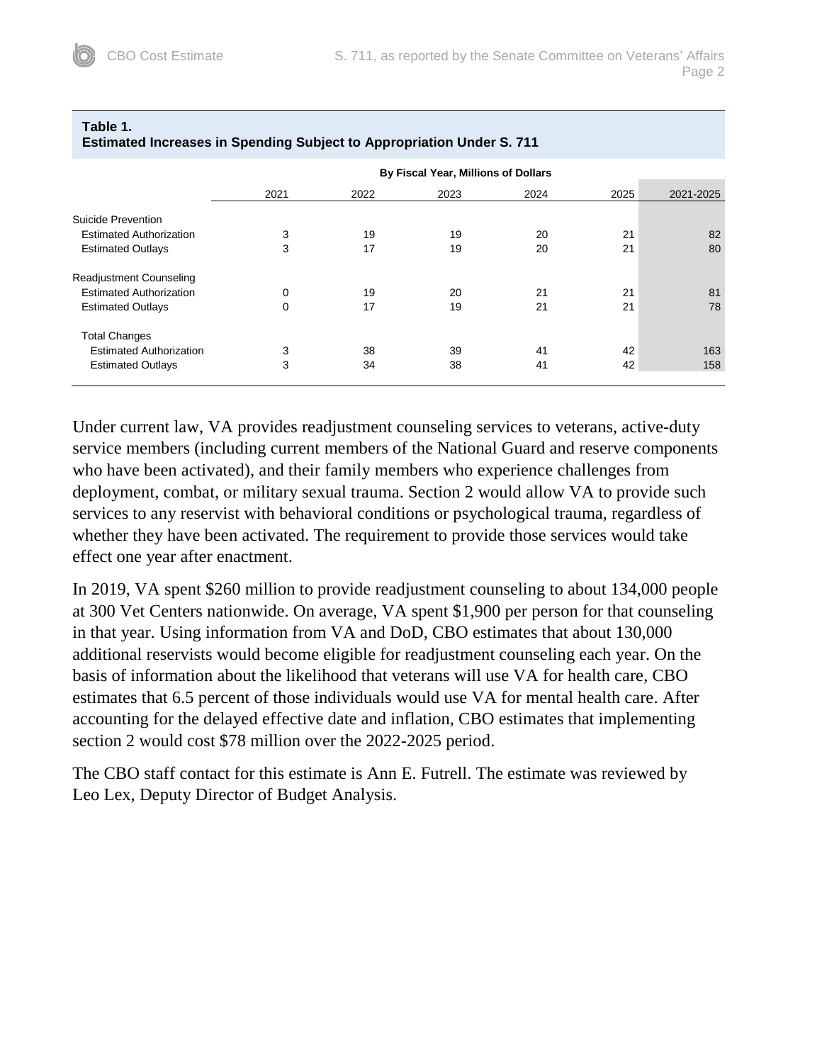**Table 1.**
**Estimated Increases in Spending Subject to Appropriation Under S. 711**

| | By Fiscal Year, Millions of Dollars | | | | | |
|---|---|---|---|---|---|---|
| | 2021 | 2022 | 2023 | 2024 | 2025 | 2021-2025 |
| Suicide Prevention | | | | | | |
| Estimated Authorization | 3 | 19 | 19 | 20 | 21 | 82 |
| Estimated Outlays | 3 | 17 | 19 | 20 | 21 | 80 |
| Readjustment Counseling | | | | | | |
| Estimated Authorization | 0 | 19 | 20 | 21 | 21 | 81 |
| Estimated Outlays | 0 | 17 | 19 | 21 | 21 | 78 |
| Total Changes | | | | | | |
| Estimated Authorization | 3 | 38 | 39 | 41 | 42 | 163 |
| Estimated Outlays | 3 | 34 | 38 | 41 | 42 | 158 |

Under current law, VA provides readjustment counseling services to veterans, active-duty service members (including current members of the National Guard and reserve components who have been activated), and their family members who experience challenges from deployment, combat, or military sexual trauma. Section 2 would allow VA to provide such services to any reservist with behavioral conditions or psychological trauma, regardless of whether they have been activated. The requirement to provide those services would take effect one year after enactment.

In 2019, VA spent $260 million to provide readjustment counseling to about 134,000 people at 300 Vet Centers nationwide. On average, VA spent $1,900 per person for that counseling in that year. Using information from VA and DoD, CBO estimates that about 130,000 additional reservists would become eligible for readjustment counseling each year. On the basis of information about the likelihood that veterans will use VA for health care, CBO estimates that 6.5 percent of those individuals would use VA for mental health care. After accounting for the delayed effective date and inflation, CBO estimates that implementing section 2 would cost $78 million over the 2022-2025 period.

The CBO staff contact for this estimate is Ann E. Futrell. The estimate was reviewed by Leo Lex, Deputy Director of Budget Analysis.